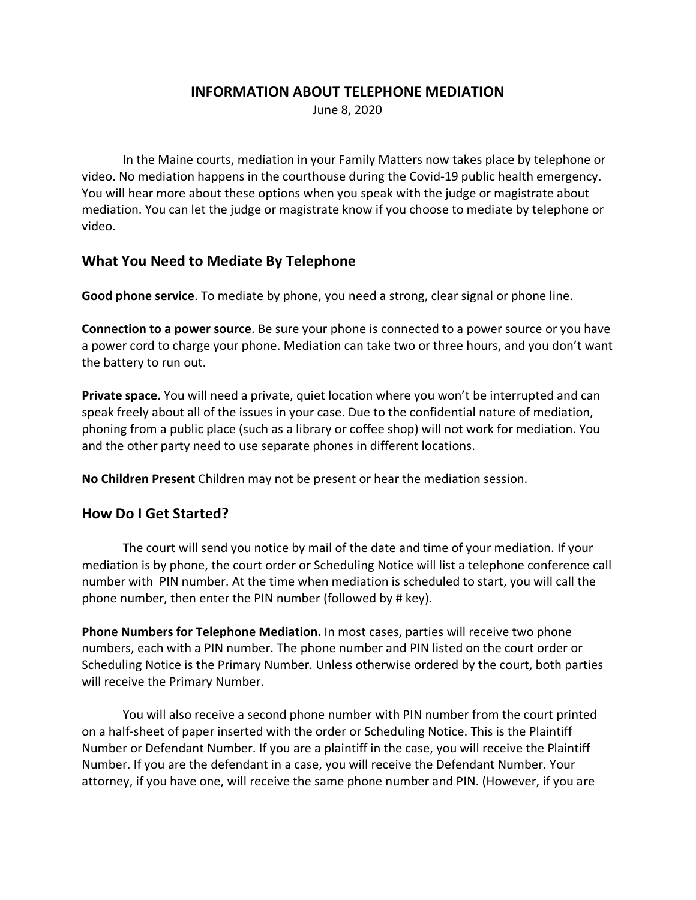# INFORMATION ABOUT TELEPHONE MEDIATION

June 8, 2020

In the Maine courts, mediation in your Family Matters now takes place by telephone or video. No mediation happens in the courthouse during the Covid-19 public health emergency. You will hear more about these options when you speak with the judge or magistrate about mediation. You can let the judge or magistrate know if you choose to mediate by telephone or video.

## What You Need to Mediate By Telephone

**Good phone service**. To mediate by phone, you need a strong, clear signal or phone line.

**Connection to a power source**. Be sure your phone is connected to a power source or you have a power cord to charge your phone. Mediation can take two or three hours, and you don't want the battery to run out.

**Private space.** You will need a private, quiet location where you won't be interrupted and can speak freely about all of the issues in your case. Due to the confidential nature of mediation, phoning from a public place (such as a library or coffee shop) will not work for mediation. You and the other party need to use separate phones in different locations.

**No Children Present** Children may not be present or hear the mediation session.

## How Do I Get Started?

The court will send you notice by mail of the date and time of your mediation. If your mediation is by phone, the court order or Scheduling Notice will list a telephone conference call number with PIN number. At the time when mediation is scheduled to start, you will call the phone number, then enter the PIN number (followed by # key).

**Phone Numbers for Telephone Mediation.** In most cases, parties will receive two phone numbers, each with a PIN number. The phone number and PIN listed on the court order or Scheduling Notice is the Primary Number. Unless otherwise ordered by the court, both parties will receive the Primary Number.

You will also receive a second phone number with PIN number from the court printed on a half-sheet of paper inserted with the order or Scheduling Notice. This is the Plaintiff Number or Defendant Number. If you are a plaintiff in the case, you will receive the Plaintiff Number. If you are the defendant in a case, you will receive the Defendant Number. Your attorney, if you have one, will receive the same phone number and PIN. (However, if you are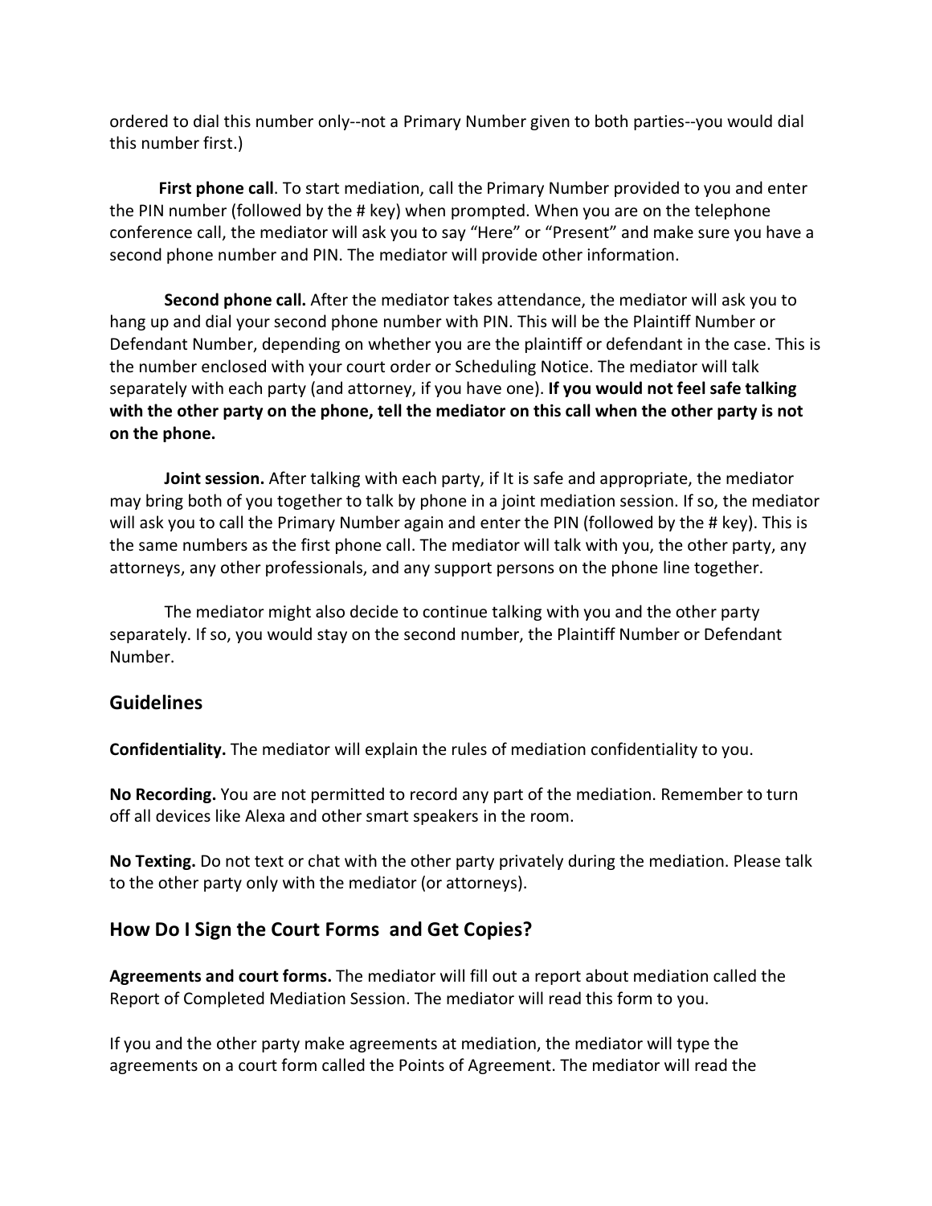ordered to dial this number only--not a Primary Number given to both parties--you would dial this number first.)

**First phone call**. To start mediation, call the Primary Number provided to you and enter the PIN number (followed by the # key) when prompted. When you are on the telephone conference call, the mediator will ask you to say "Here" or "Present" and make sure you have a second phone number and PIN. The mediator will provide other information.

**Second phone call.** After the mediator takes attendance, the mediator will ask you to hang up and dial your second phone number with PIN. This will be the Plaintiff Number or Defendant Number, depending on whether you are the plaintiff or defendant in the case. This is the number enclosed with your court order or Scheduling Notice. The mediator will talk separately with each party (and attorney, if you have one). **If you would not feel safe talking with the other party on the phone, tell the mediator on this call when the other party is not on the phone.**

**Joint session.** After talking with each party, if It is safe and appropriate, the mediator may bring both of you together to talk by phone in a joint mediation session. If so, the mediator will ask you to call the Primary Number again and enter the PIN (followed by the # key). This is the same numbers as the first phone call. The mediator will talk with you, the other party, any attorneys, any other professionals, and any support persons on the phone line together.

The mediator might also decide to continue talking with you and the other party separately. If so, you would stay on the second number, the Plaintiff Number or Defendant Number.

## Guidelines

**Confidentiality.** The mediator will explain the rules of mediation confidentiality to you.

**No Recording.** You are not permitted to record any part of the mediation. Remember to turn off all devices like Alexa and other smart speakers in the room.

**No Texting.** Do not text or chat with the other party privately during the mediation. Please talk to the other party only with the mediator (or attorneys).

## How Do I Sign the Court Forms and Get Copies?

**Agreements and court forms.** The mediator will fill out a report about mediation called the Report of Completed Mediation Session. The mediator will read this form to you.

If you and the other party make agreements at mediation, the mediator will type the agreements on a court form called the Points of Agreement. The mediator will read the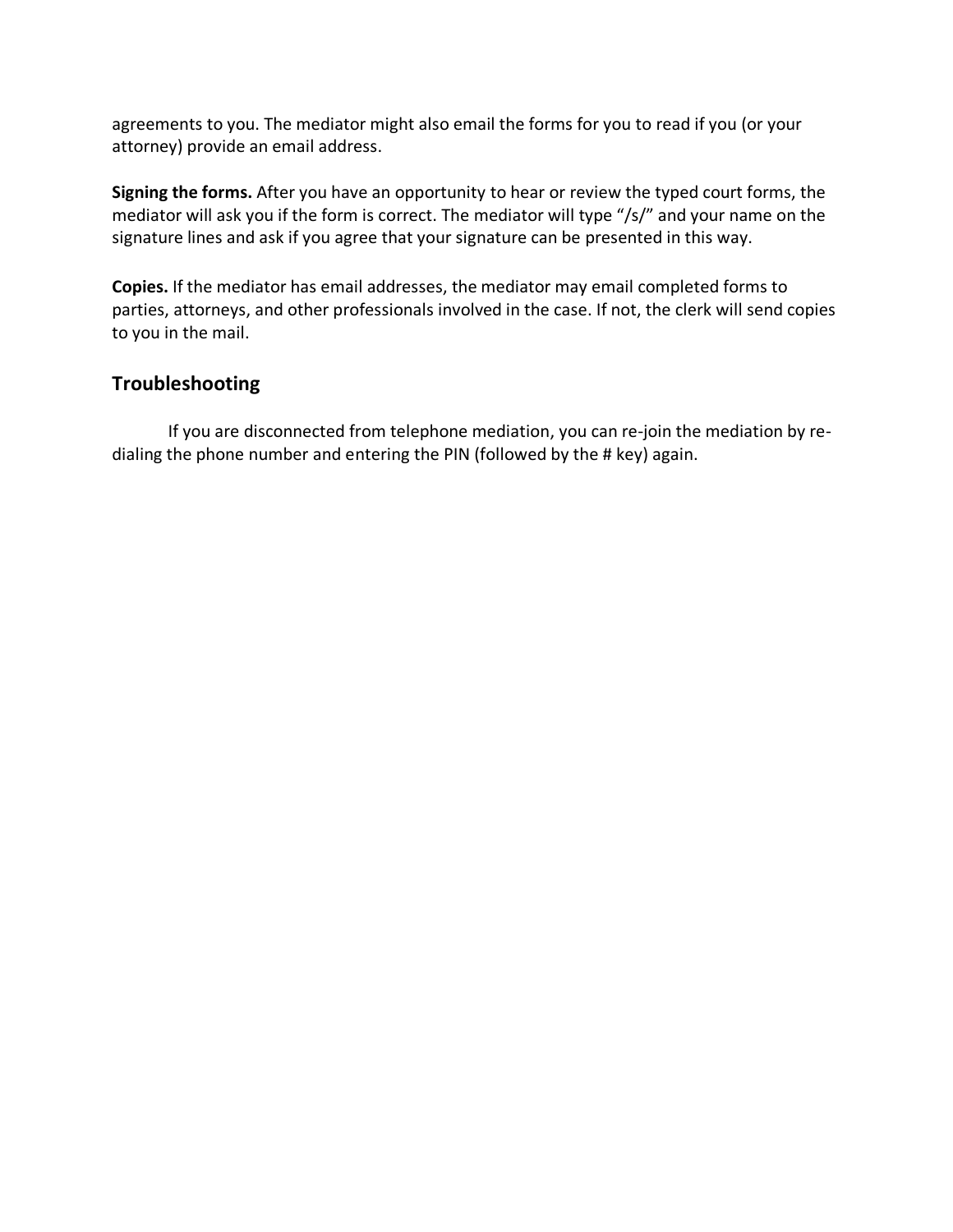agreements to you. The mediator might also email the forms for you to read if you (or your attorney) provide an email address.

**Signing the forms.** After you have an opportunity to hear or review the typed court forms, the mediator will ask you if the form is correct. The mediator will type "/s/" and your name on the signature lines and ask if you agree that your signature can be presented in this way.

**Copies.** If the mediator has email addresses, the mediator may email completed forms to parties, attorneys, and other professionals involved in the case. If not, the clerk will send copies to you in the mail.

## Troubleshooting

If you are disconnected from telephone mediation, you can re-join the mediation by re-dialing the phone number and entering the PIN (followed by the # key) again.